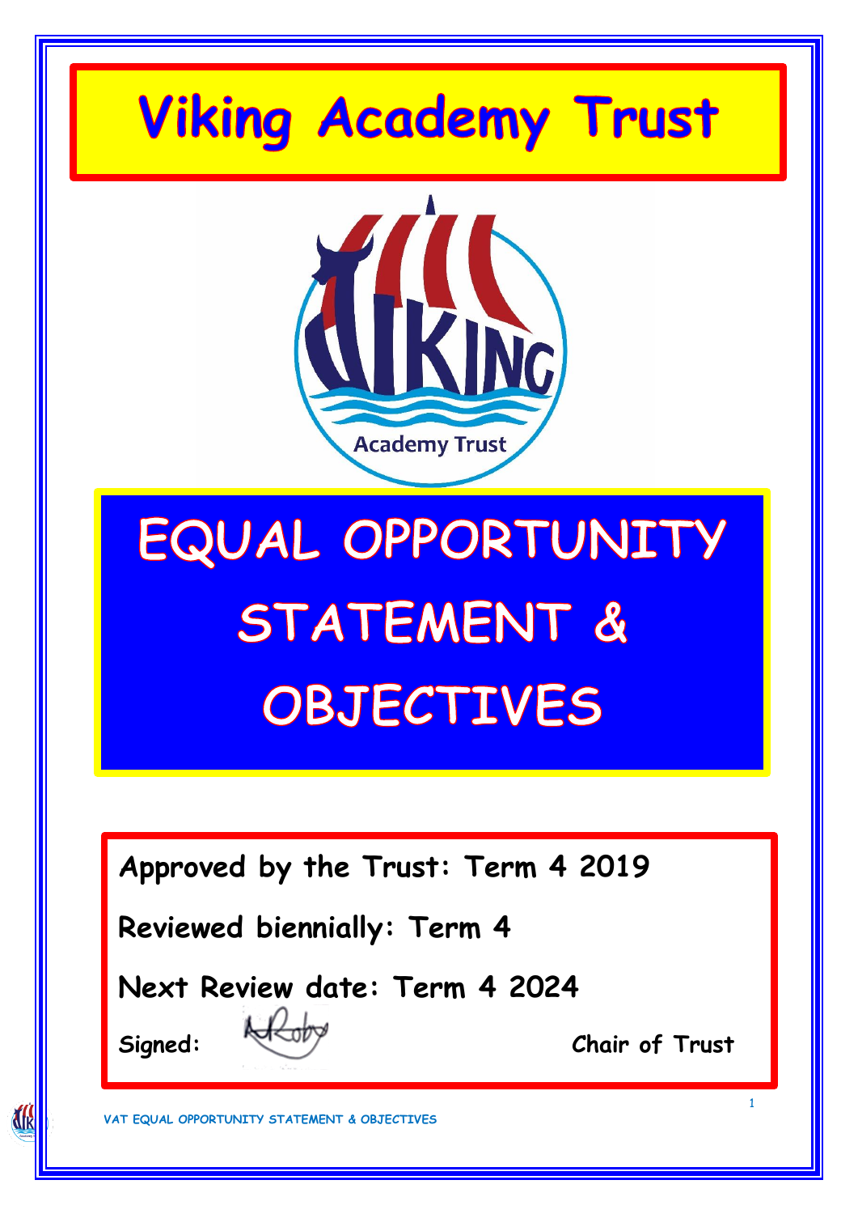# Viking Academy Trust

# EQUAL OPPORTUNITY STATEMENT & OBJECTIVES

**Approved by the Trust: Term 4 2019**

**Reviewed biennially: Term 4**

**Next Review date: Term 4 2024**

**Signed:** **Chair of Trust**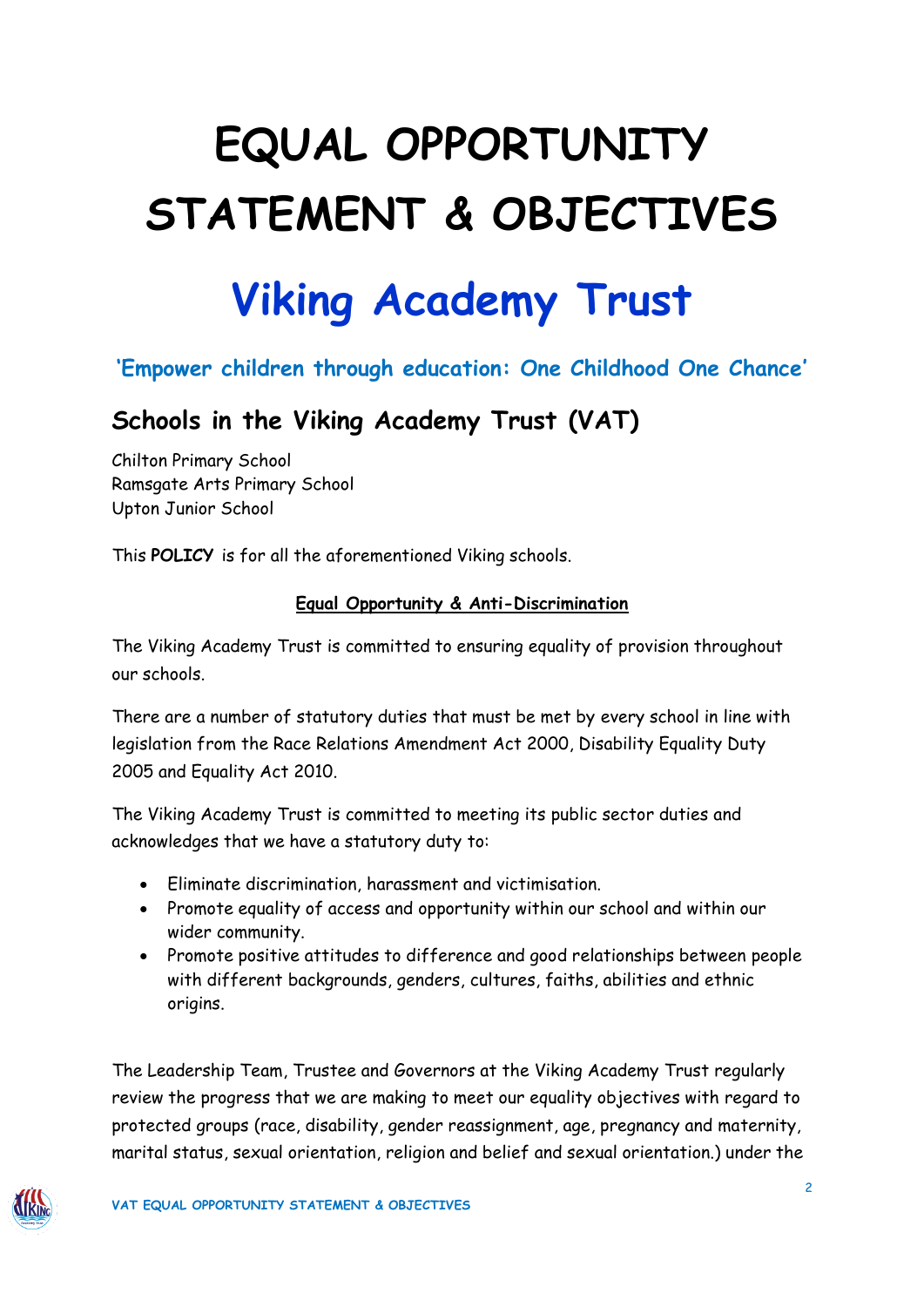# EQUAL OPPORTUNITY STATEMENT & OBJECTIVES

# Viking Academy Trust

### 'Empower children through education: One Childhood One Chance'

## Schools in the Viking Academy Trust (VAT)

Chilton Primary School
Ramsgate Arts Primary School
Upton Junior School

This **POLICY** is for all the aforementioned Viking schools.

**Equal Opportunity & Anti-Discrimination**

The Viking Academy Trust is committed to ensuring equality of provision throughout our schools.

There are a number of statutory duties that must be met by every school in line with legislation from the Race Relations Amendment Act 2000, Disability Equality Duty 2005 and Equality Act 2010.

The Viking Academy Trust is committed to meeting its public sector duties and acknowledges that we have a statutory duty to:

- Eliminate discrimination, harassment and victimisation.
- Promote equality of access and opportunity within our school and within our wider community.
- Promote positive attitudes to difference and good relationships between people with different backgrounds, genders, cultures, faiths, abilities and ethnic origins.

The Leadership Team, Trustee and Governors at the Viking Academy Trust regularly review the progress that we are making to meet our equality objectives with regard to protected groups (race, disability, gender reassignment, age, pregnancy and maternity, marital status, sexual orientation, religion and belief and sexual orientation.) under the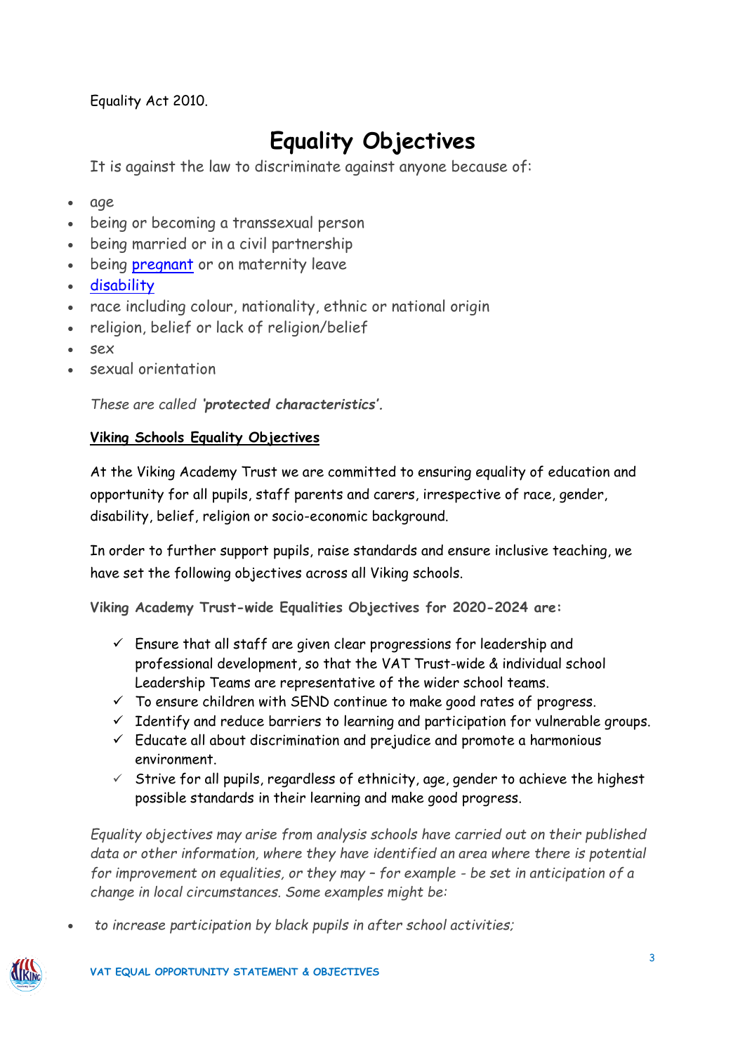Equality Act 2010.

# Equality Objectives

It is against the law to discriminate against anyone because of:

- age
- being or becoming a transsexual person
- being married or in a civil partnership
- being [pregnant]() or on maternity leave
- [disability]()
- race including colour, nationality, ethnic or national origin
- religion, belief or lack of religion/belief
- sex
- sexual orientation

*These are called* ***'protected characteristics'.***

**Viking Schools Equality Objectives**

At the Viking Academy Trust we are committed to ensuring equality of education and opportunity for all pupils, staff parents and carers, irrespective of race, gender, disability, belief, religion or socio-economic background.

In order to further support pupils, raise standards and ensure inclusive teaching, we have set the following objectives across all Viking schools.

**Viking Academy Trust-wide Equalities Objectives for 2020-2024 are:**

- ✓ Ensure that all staff are given clear progressions for leadership and professional development, so that the VAT Trust-wide & individual school Leadership Teams are representative of the wider school teams.
- ✓ To ensure children with SEND continue to make good rates of progress.
- ✓ Identify and reduce barriers to learning and participation for vulnerable groups.
- ✓ Educate all about discrimination and prejudice and promote a harmonious environment.
- ✓ Strive for all pupils, regardless of ethnicity, age, gender to achieve the highest possible standards in their learning and make good progress.

*Equality objectives may arise from analysis schools have carried out on their published data or other information, where they have identified an area where there is potential for improvement on equalities, or they may – for example - be set in anticipation of a change in local circumstances. Some examples might be:*

- *to increase participation by black pupils in after school activities;*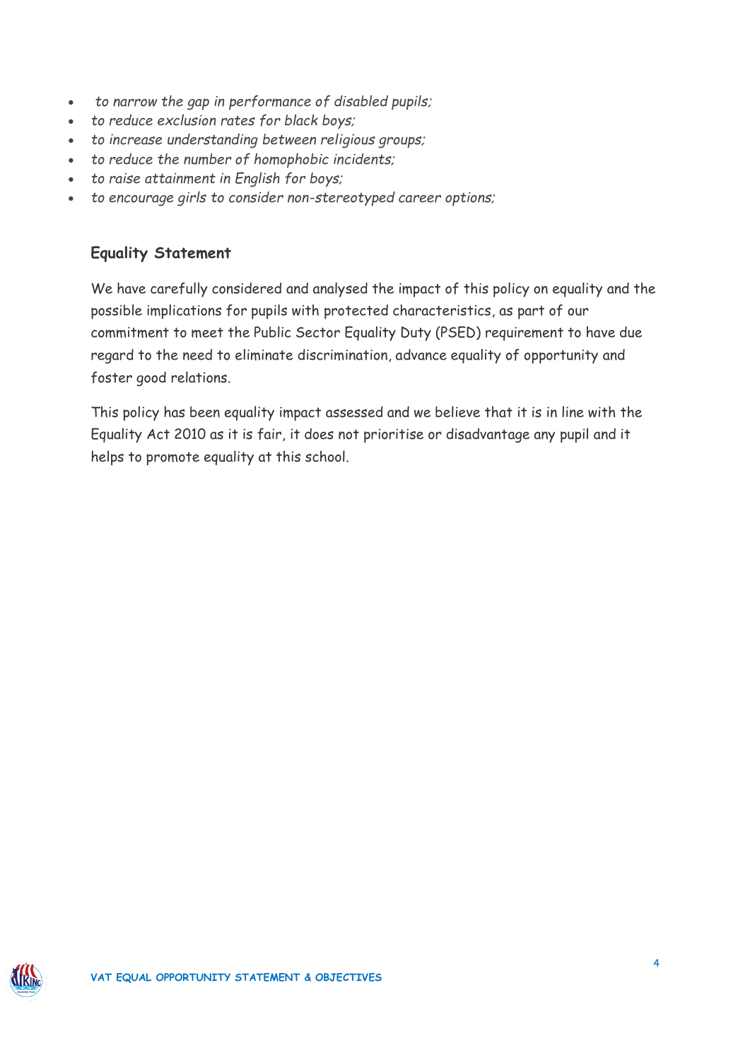- *to narrow the gap in performance of disabled pupils;*
- *to reduce exclusion rates for black boys;*
- *to increase understanding between religious groups;*
- *to reduce the number of homophobic incidents;*
- *to raise attainment in English for boys;*
- *to encourage girls to consider non-stereotyped career options;*

## Equality Statement

We have carefully considered and analysed the impact of this policy on equality and the possible implications for pupils with protected characteristics, as part of our commitment to meet the Public Sector Equality Duty (PSED) requirement to have due regard to the need to eliminate discrimination, advance equality of opportunity and foster good relations.

This policy has been equality impact assessed and we believe that it is in line with the Equality Act 2010 as it is fair, it does not prioritise or disadvantage any pupil and it helps to promote equality at this school.